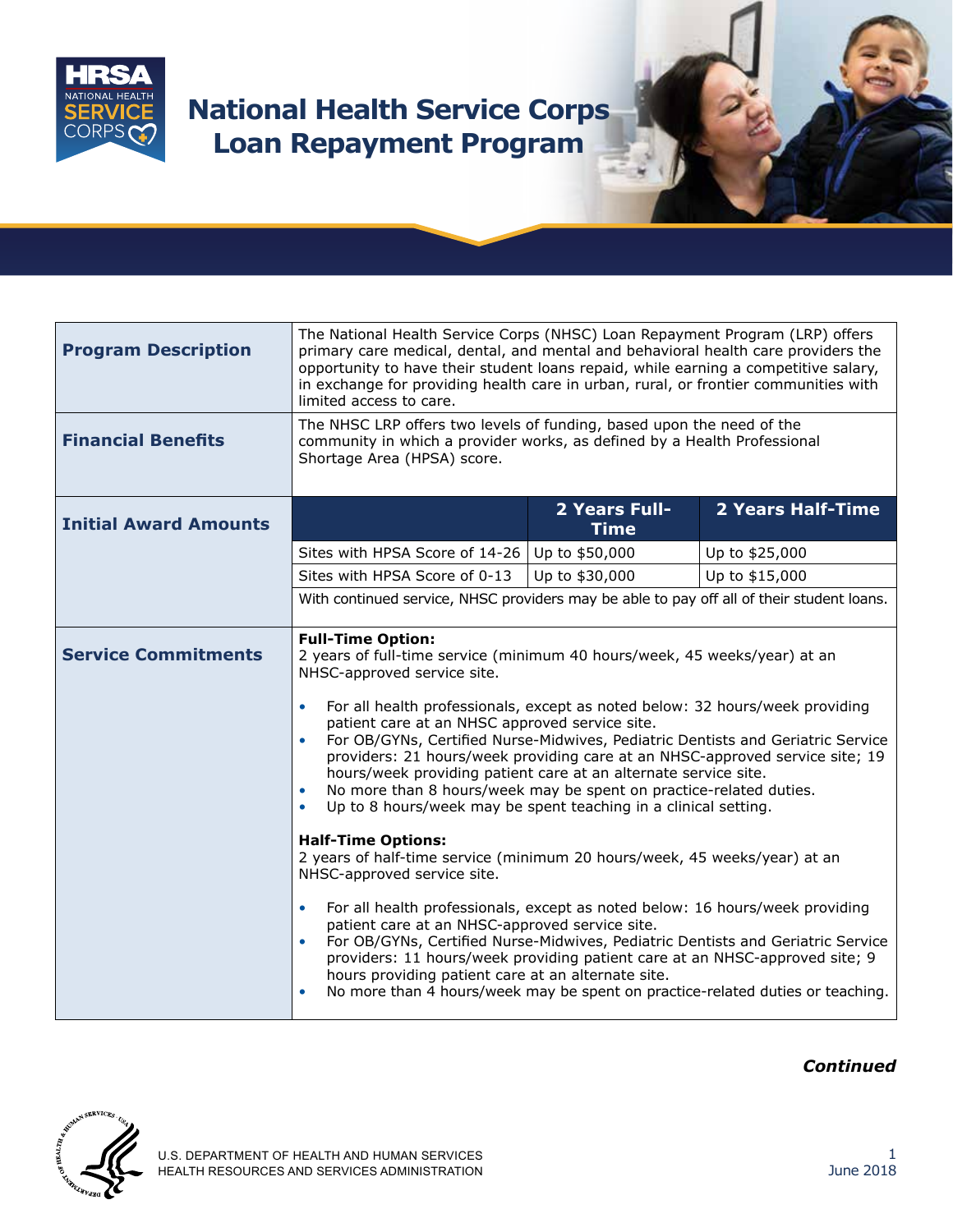# National Health Service Corps Loan Repayment Program

| | |
|---|---|
| **Program Description** | The National Health Service Corps (NHSC) Loan Repayment Program (LRP) offers primary care medical, dental, and mental and behavioral health care providers the opportunity to have their student loans repaid, while earning a competitive salary, in exchange for providing health care in urban, rural, or frontier communities with limited access to care. |
| **Financial Benefits** | The NHSC LRP offers two levels of funding, based upon the need of the community in which a provider works, as defined by a Health Professional Shortage Area (HPSA) score. |

**Initial Award Amounts**

| | 2 Years Full-Time | 2 Years Half-Time |
|---|---|---|
| Sites with HPSA Score of 14-26 | Up to $50,000 | Up to $25,000 |
| Sites with HPSA Score of 0-13 | Up to $30,000 | Up to $15,000 |

With continued service, NHSC providers may be able to pay off all of their student loans.

**Service Commitments**

**Full-Time Option:**
2 years of full-time service (minimum 40 hours/week, 45 weeks/year) at an NHSC-approved service site.

- For all health professionals, except as noted below: 32 hours/week providing patient care at an NHSC approved service site.
- For OB/GYNs, Certified Nurse-Midwives, Pediatric Dentists and Geriatric Service providers: 21 hours/week providing care at an NHSC-approved service site; 19 hours/week providing patient care at an alternate service site.
- No more than 8 hours/week may be spent on practice-related duties.
- Up to 8 hours/week may be spent teaching in a clinical setting.

**Half-Time Options:**
2 years of half-time service (minimum 20 hours/week, 45 weeks/year) at an NHSC-approved service site.

- For all health professionals, except as noted below: 16 hours/week providing patient care at an NHSC-approved service site.
- For OB/GYNs, Certified Nurse-Midwives, Pediatric Dentists and Geriatric Service providers: 11 hours/week providing patient care at an NHSC-approved site; 9 hours providing patient care at an alternate site.
- No more than 4 hours/week may be spent on practice-related duties or teaching.

***Continued***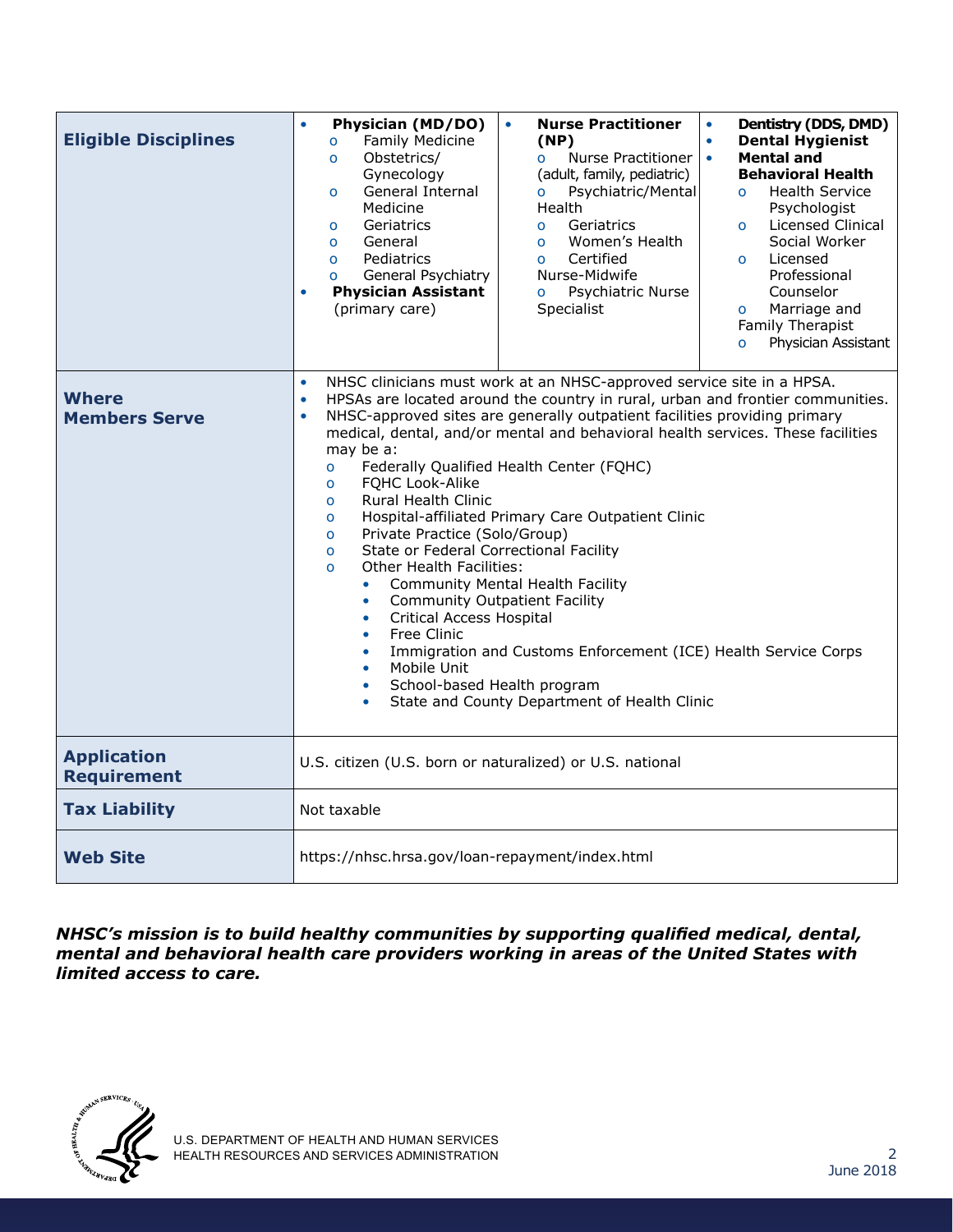| | | | |
|---|---|---|---|
| **Eligible Disciplines** | • **Physician (MD/DO)**<br>o Family Medicine<br>o Obstetrics/ Gynecology<br>o General Internal Medicine<br>o Geriatrics<br>o General Pediatrics<br>o General Psychiatry<br>• **Physician Assistant** (primary care) | • **Nurse Practitioner (NP)**<br>o Nurse Practitioner (adult, family, pediatric)<br>o Psychiatric/Mental Health<br>o Geriatrics<br>o Women's Health<br>o Certified Nurse-Midwife<br>o Psychiatric Nurse Specialist | • **Dentistry (DDS, DMD)**<br>• **Dental Hygienist**<br>• **Mental and Behavioral Health**<br>o Health Service Psychologist<br>o Licensed Clinical Social Worker<br>o Licensed Professional Counselor<br>o Marriage and Family Therapist<br>o Physician Assistant |
| **Where Members Serve** | • NHSC clinicians must work at an NHSC-approved service site in a HPSA.<br>• HPSAs are located around the country in rural, urban and frontier communities.<br>• NHSC-approved sites are generally outpatient facilities providing primary medical, dental, and/or mental and behavioral health services. These facilities may be a:<br>o Federally Qualified Health Center (FQHC)<br>o FQHC Look-Alike<br>o Rural Health Clinic<br>o Hospital-affiliated Primary Care Outpatient Clinic<br>o Private Practice (Solo/Group)<br>o State or Federal Correctional Facility<br>o Other Health Facilities:<br>• Community Mental Health Facility<br>• Community Outpatient Facility<br>• Critical Access Hospital<br>• Free Clinic<br>• Immigration and Customs Enforcement (ICE) Health Service Corps<br>• Mobile Unit<br>• School-based Health program<br>• State and County Department of Health Clinic | | |
| **Application Requirement** | U.S. citizen (U.S. born or naturalized) or U.S. national | | |
| **Tax Liability** | Not taxable | | |
| **Web Site** | https://nhsc.hrsa.gov/loan-repayment/index.html | | |

***NHSC's mission is to build healthy communities by supporting qualified medical, dental, mental and behavioral health care providers working in areas of the United States with limited access to care.***

U.S. DEPARTMENT OF HEALTH AND HUMAN SERVICES
HEALTH RESOURCES AND SERVICES ADMINISTRATION

June 2018